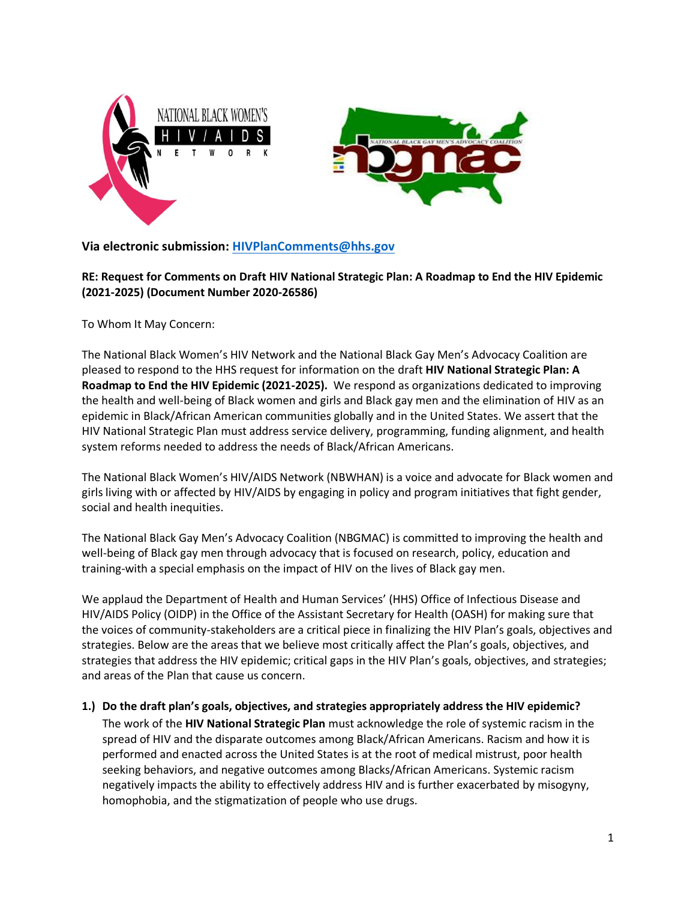**Via electronic submission:** **HIVPlanComments@hhs.gov**

**RE: Request for Comments on Draft HIV National Strategic Plan: A Roadmap to End the HIV Epidemic (2021-2025) (Document Number 2020-26586)**

To Whom It May Concern:

The National Black Women's HIV Network and the National Black Gay Men's Advocacy Coalition are pleased to respond to the HHS request for information on the draft **HIV National Strategic Plan: A Roadmap to End the HIV Epidemic (2021-2025).** We respond as organizations dedicated to improving the health and well-being of Black women and girls and Black gay men and the elimination of HIV as an epidemic in Black/African American communities globally and in the United States. We assert that the HIV National Strategic Plan must address service delivery, programming, funding alignment, and health system reforms needed to address the needs of Black/African Americans.

The National Black Women's HIV/AIDS Network (NBWHAN) is a voice and advocate for Black women and girls living with or affected by HIV/AIDS by engaging in policy and program initiatives that fight gender, social and health inequities.

The National Black Gay Men's Advocacy Coalition (NBGMAC) is committed to improving the health and well-being of Black gay men through advocacy that is focused on research, policy, education and training-with a special emphasis on the impact of HIV on the lives of Black gay men.

We applaud the Department of Health and Human Services' (HHS) Office of Infectious Disease and HIV/AIDS Policy (OIDP) in the Office of the Assistant Secretary for Health (OASH) for making sure that the voices of community-stakeholders are a critical piece in finalizing the HIV Plan's goals, objectives and strategies. Below are the areas that we believe most critically affect the Plan's goals, objectives, and strategies that address the HIV epidemic; critical gaps in the HIV Plan's goals, objectives, and strategies; and areas of the Plan that cause us concern.

1.) **Do the draft plan's goals, objectives, and strategies appropriately address the HIV epidemic?**

The work of the **HIV National Strategic Plan** must acknowledge the role of systemic racism in the spread of HIV and the disparate outcomes among Black/African Americans. Racism and how it is performed and enacted across the United States is at the root of medical mistrust, poor health seeking behaviors, and negative outcomes among Blacks/African Americans. Systemic racism negatively impacts the ability to effectively address HIV and is further exacerbated by misogyny, homophobia, and the stigmatization of people who use drugs.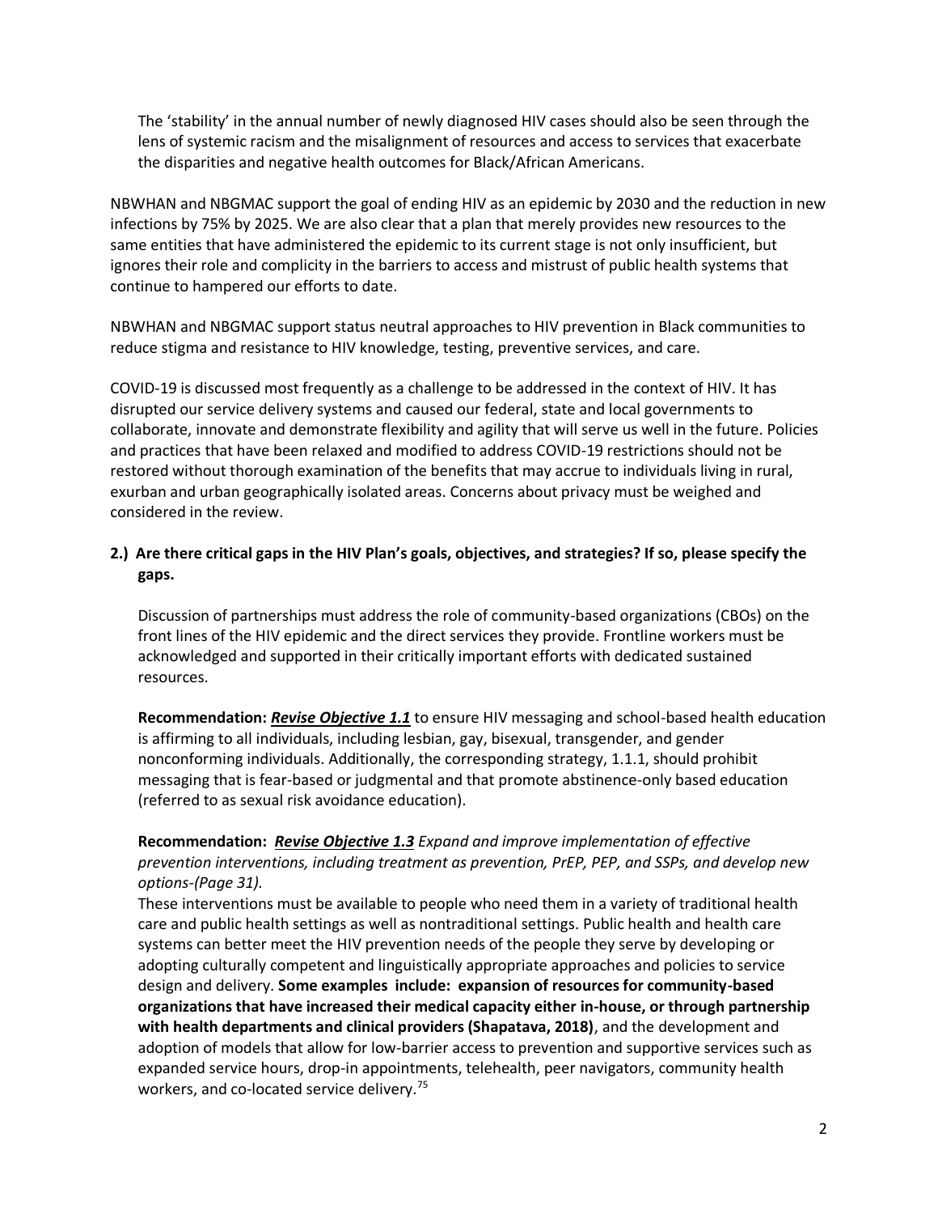The 'stability' in the annual number of newly diagnosed HIV cases should also be seen through the lens of systemic racism and the misalignment of resources and access to services that exacerbate the disparities and negative health outcomes for Black/African Americans.

NBWHAN and NBGMAC support the goal of ending HIV as an epidemic by 2030 and the reduction in new infections by 75% by 2025. We are also clear that a plan that merely provides new resources to the same entities that have administered the epidemic to its current stage is not only insufficient, but ignores their role and complicity in the barriers to access and mistrust of public health systems that continue to hampered our efforts to date.

NBWHAN and NBGMAC support status neutral approaches to HIV prevention in Black communities to reduce stigma and resistance to HIV knowledge, testing, preventive services, and care.

COVID-19 is discussed most frequently as a challenge to be addressed in the context of HIV. It has disrupted our service delivery systems and caused our federal, state and local governments to collaborate, innovate and demonstrate flexibility and agility that will serve us well in the future. Policies and practices that have been relaxed and modified to address COVID-19 restrictions should not be restored without thorough examination of the benefits that may accrue to individuals living in rural, exurban and urban geographically isolated areas. Concerns about privacy must be weighed and considered in the review.

**2.) Are there critical gaps in the HIV Plan's goals, objectives, and strategies? If so, please specify the gaps.**

Discussion of partnerships must address the role of community-based organizations (CBOs) on the front lines of the HIV epidemic and the direct services they provide. Frontline workers must be acknowledged and supported in their critically important efforts with dedicated sustained resources.

**Recommendation:** ***<u>Revise Objective 1.1</u>*** to ensure HIV messaging and school-based health education is affirming to all individuals, including lesbian, gay, bisexual, transgender, and gender nonconforming individuals. Additionally, the corresponding strategy, 1.1.1, should prohibit messaging that is fear-based or judgmental and that promote abstinence-only based education (referred to as sexual risk avoidance education).

**Recommendation:** ***<u>Revise Objective 1.3</u>*** *Expand and improve implementation of effective prevention interventions, including treatment as prevention, PrEP, PEP, and SSPs, and develop new options-(Page 31).*

These interventions must be available to people who need them in a variety of traditional health care and public health settings as well as nontraditional settings. Public health and health care systems can better meet the HIV prevention needs of the people they serve by developing or adopting culturally competent and linguistically appropriate approaches and policies to service design and delivery. **Some examples include: expansion of resources for community-based organizations that have increased their medical capacity either in-house, or through partnership with health departments and clinical providers (Shapatava, 2018)**, and the development and adoption of models that allow for low-barrier access to prevention and supportive services such as expanded service hours, drop-in appointments, telehealth, peer navigators, community health workers, and co-located service delivery.[75]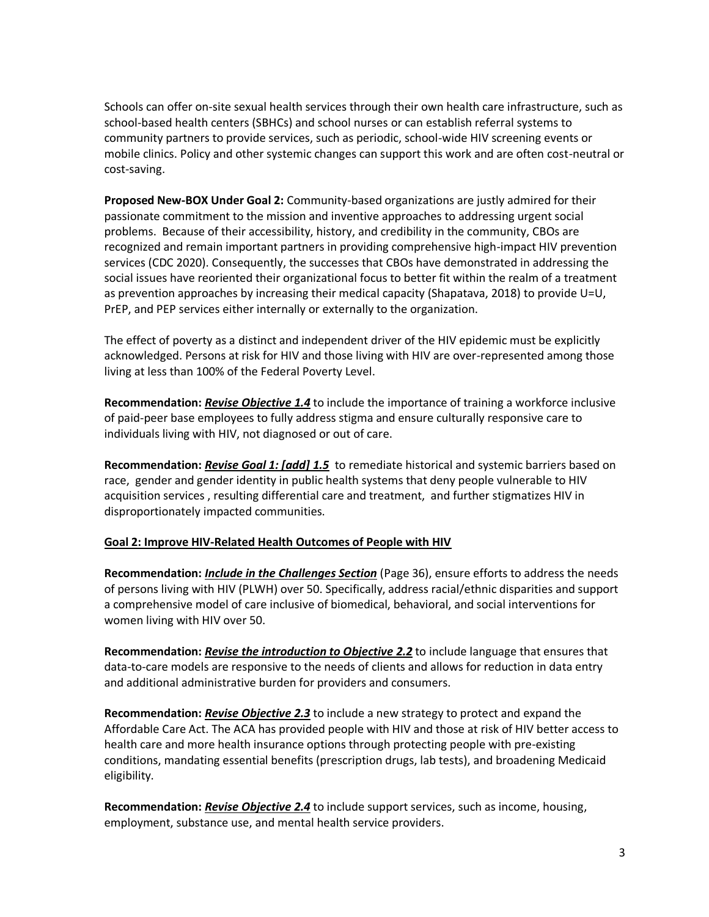Schools can offer on-site sexual health services through their own health care infrastructure, such as school-based health centers (SBHCs) and school nurses or can establish referral systems to community partners to provide services, such as periodic, school-wide HIV screening events or mobile clinics. Policy and other systemic changes can support this work and are often cost-neutral or cost-saving.

**Proposed New-BOX Under Goal 2:** Community-based organizations are justly admired for their passionate commitment to the mission and inventive approaches to addressing urgent social problems. Because of their accessibility, history, and credibility in the community, CBOs are recognized and remain important partners in providing comprehensive high-impact HIV prevention services (CDC 2020). Consequently, the successes that CBOs have demonstrated in addressing the social issues have reoriented their organizational focus to better fit within the realm of a treatment as prevention approaches by increasing their medical capacity (Shapatava, 2018) to provide U=U, PrEP, and PEP services either internally or externally to the organization.

The effect of poverty as a distinct and independent driver of the HIV epidemic must be explicitly acknowledged. Persons at risk for HIV and those living with HIV are over-represented among those living at less than 100% of the Federal Poverty Level.

**Recommendation:** ***Revise Objective 1.4*** to include the importance of training a workforce inclusive of paid-peer base employees to fully address stigma and ensure culturally responsive care to individuals living with HIV, not diagnosed or out of care.

**Recommendation:** ***Revise Goal 1: [add] 1.5*** to remediate historical and systemic barriers based on race, gender and gender identity in public health systems that deny people vulnerable to HIV acquisition services , resulting differential care and treatment, and further stigmatizes HIV in disproportionately impacted communities.

**Goal 2: Improve HIV-Related Health Outcomes of People with HIV**

**Recommendation:** ***Include in the Challenges Section*** (Page 36), ensure efforts to address the needs of persons living with HIV (PLWH) over 50. Specifically, address racial/ethnic disparities and support a comprehensive model of care inclusive of biomedical, behavioral, and social interventions for women living with HIV over 50.

**Recommendation:** ***Revise the introduction to Objective 2.2*** to include language that ensures that data-to-care models are responsive to the needs of clients and allows for reduction in data entry and additional administrative burden for providers and consumers.

**Recommendation:** ***Revise Objective 2.3*** to include a new strategy to protect and expand the Affordable Care Act. The ACA has provided people with HIV and those at risk of HIV better access to health care and more health insurance options through protecting people with pre-existing conditions, mandating essential benefits (prescription drugs, lab tests), and broadening Medicaid eligibility.

**Recommendation:** ***Revise Objective 2.4*** to include support services, such as income, housing, employment, substance use, and mental health service providers.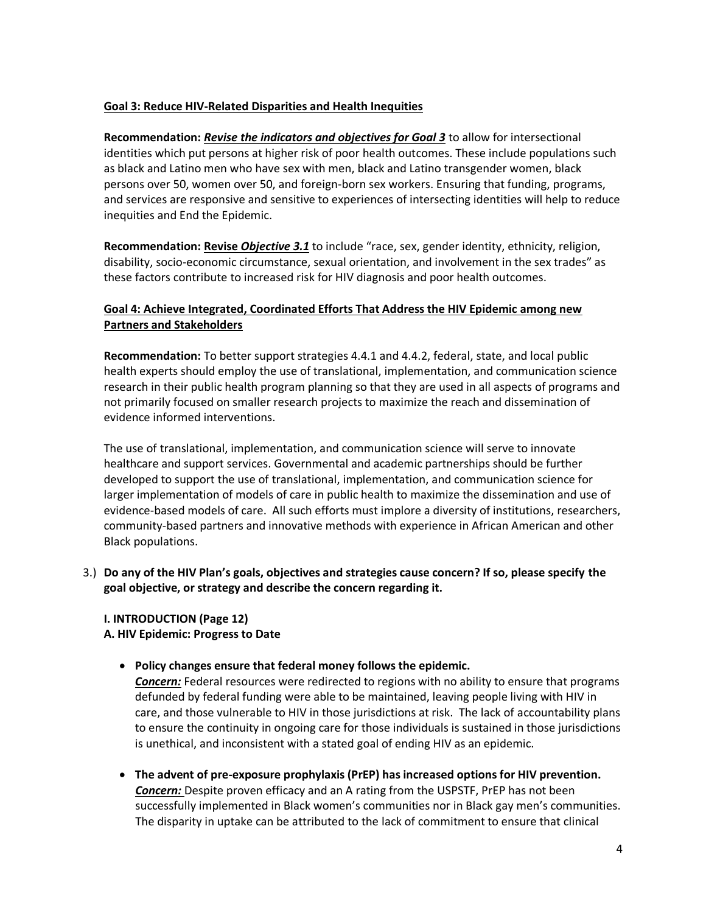**Goal 3: Reduce HIV-Related Disparities and Health Inequities**

**Recommendation:** ***Revise the indicators and objectives for Goal 3*** to allow for intersectional identities which put persons at higher risk of poor health outcomes. These include populations such as black and Latino men who have sex with men, black and Latino transgender women, black persons over 50, women over 50, and foreign-born sex workers. Ensuring that funding, programs, and services are responsive and sensitive to experiences of intersecting identities will help to reduce inequities and End the Epidemic.

**Recommendation:** **Revise *Objective 3.1*** to include "race, sex, gender identity, ethnicity, religion, disability, socio-economic circumstance, sexual orientation, and involvement in the sex trades" as these factors contribute to increased risk for HIV diagnosis and poor health outcomes.

**Goal 4: Achieve Integrated, Coordinated Efforts That Address the HIV Epidemic among new Partners and Stakeholders**

**Recommendation:** To better support strategies 4.4.1 and 4.4.2, federal, state, and local public health experts should employ the use of translational, implementation, and communication science research in their public health program planning so that they are used in all aspects of programs and not primarily focused on smaller research projects to maximize the reach and dissemination of evidence informed interventions.

The use of translational, implementation, and communication science will serve to innovate healthcare and support services. Governmental and academic partnerships should be further developed to support the use of translational, implementation, and communication science for larger implementation of models of care in public health to maximize the dissemination and use of evidence-based models of care. All such efforts must implore a diversity of institutions, researchers, community-based partners and innovative methods with experience in African American and other Black populations.

3.) **Do any of the HIV Plan's goals, objectives and strategies cause concern? If so, please specify the goal objective, or strategy and describe the concern regarding it.**

**I. INTRODUCTION (Page 12)**
**A. HIV Epidemic: Progress to Date**

- **Policy changes ensure that federal money follows the epidemic.**
  ***Concern:*** Federal resources were redirected to regions with no ability to ensure that programs defunded by federal funding were able to be maintained, leaving people living with HIV in care, and those vulnerable to HIV in those jurisdictions at risk. The lack of accountability plans to ensure the continuity in ongoing care for those individuals is sustained in those jurisdictions is unethical, and inconsistent with a stated goal of ending HIV as an epidemic.

- **The advent of pre-exposure prophylaxis (PrEP) has increased options for HIV prevention.**
  ***Concern:*** Despite proven efficacy and an A rating from the USPSTF, PrEP has not been successfully implemented in Black women's communities nor in Black gay men's communities. The disparity in uptake can be attributed to the lack of commitment to ensure that clinical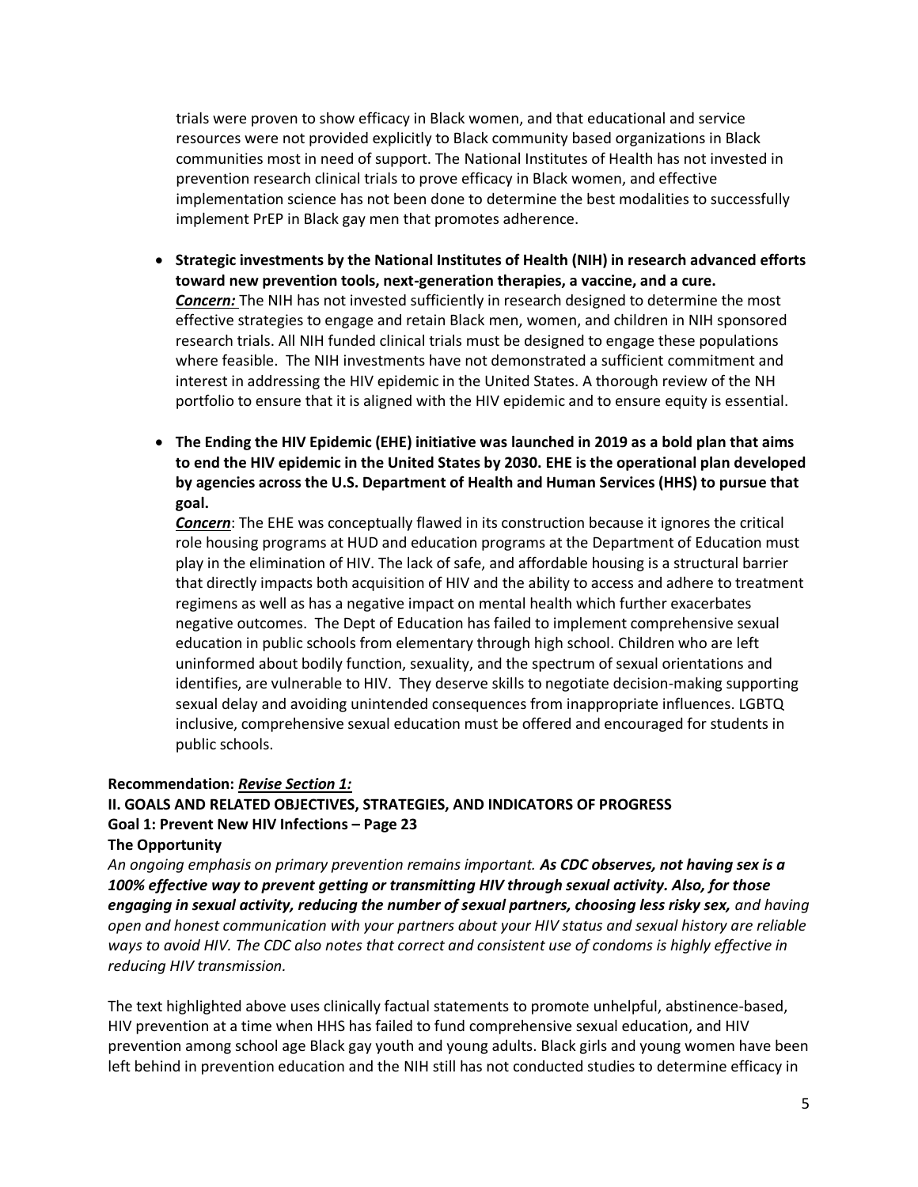trials were proven to show efficacy in Black women, and that educational and service resources were not provided explicitly to Black community based organizations in Black communities most in need of support. The National Institutes of Health has not invested in prevention research clinical trials to prove efficacy in Black women, and effective implementation science has not been done to determine the best modalities to successfully implement PrEP in Black gay men that promotes adherence.

- **Strategic investments by the National Institutes of Health (NIH) in research advanced efforts toward new prevention tools, next-generation therapies, a vaccine, and a cure.**
  ***Concern:*** The NIH has not invested sufficiently in research designed to determine the most effective strategies to engage and retain Black men, women, and children in NIH sponsored research trials. All NIH funded clinical trials must be designed to engage these populations where feasible. The NIH investments have not demonstrated a sufficient commitment and interest in addressing the HIV epidemic in the United States. A thorough review of the NH portfolio to ensure that it is aligned with the HIV epidemic and to ensure equity is essential.

- **The Ending the HIV Epidemic (EHE) initiative was launched in 2019 as a bold plan that aims to end the HIV epidemic in the United States by 2030. EHE is the operational plan developed by agencies across the U.S. Department of Health and Human Services (HHS) to pursue that goal.**
  ***Concern***: The EHE was conceptually flawed in its construction because it ignores the critical role housing programs at HUD and education programs at the Department of Education must play in the elimination of HIV. The lack of safe, and affordable housing is a structural barrier that directly impacts both acquisition of HIV and the ability to access and adhere to treatment regimens as well as has a negative impact on mental health which further exacerbates negative outcomes. The Dept of Education has failed to implement comprehensive sexual education in public schools from elementary through high school. Children who are left uninformed about bodily function, sexuality, and the spectrum of sexual orientations and identifies, are vulnerable to HIV. They deserve skills to negotiate decision-making supporting sexual delay and avoiding unintended consequences from inappropriate influences. LGBTQ inclusive, comprehensive sexual education must be offered and encouraged for students in public schools.

**Recommendation: *Revise Section 1:***
**II. GOALS AND RELATED OBJECTIVES, STRATEGIES, AND INDICATORS OF PROGRESS**
**Goal 1: Prevent New HIV Infections – Page 23**
**The Opportunity**

*An ongoing emphasis on primary prevention remains important.* ***As CDC observes, not having sex is a 100% effective way to prevent getting or transmitting HIV through sexual activity. Also, for those engaging in sexual activity, reducing the number of sexual partners, choosing less risky sex,*** *and having open and honest communication with your partners about your HIV status and sexual history are reliable ways to avoid HIV. The CDC also notes that correct and consistent use of condoms is highly effective in reducing HIV transmission.*

The text highlighted above uses clinically factual statements to promote unhelpful, abstinence-based, HIV prevention at a time when HHS has failed to fund comprehensive sexual education, and HIV prevention among school age Black gay youth and young adults. Black girls and young women have been left behind in prevention education and the NIH still has not conducted studies to determine efficacy in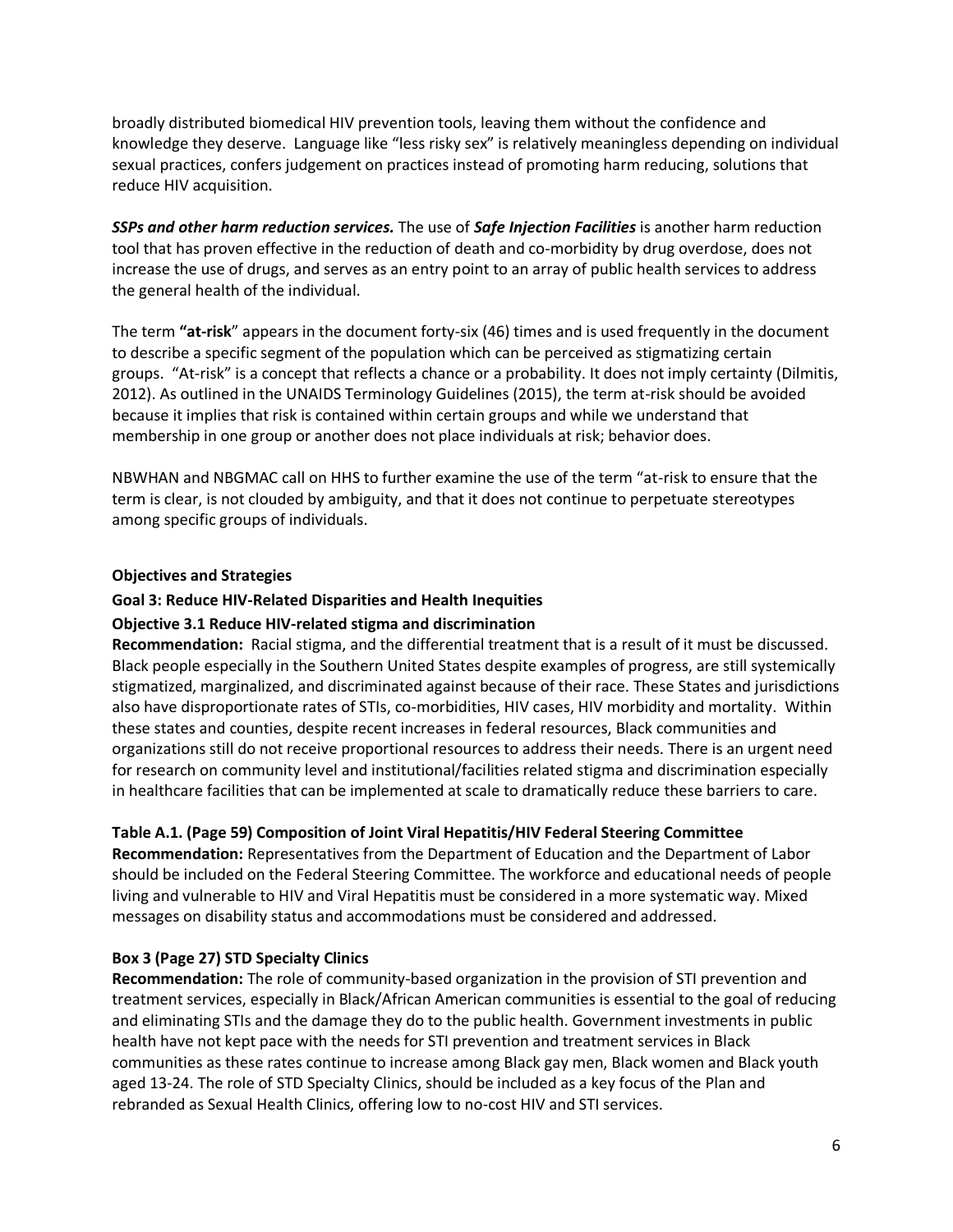broadly distributed biomedical HIV prevention tools, leaving them without the confidence and knowledge they deserve. Language like "less risky sex" is relatively meaningless depending on individual sexual practices, confers judgement on practices instead of promoting harm reducing, solutions that reduce HIV acquisition.

***SSPs and other harm reduction services.*** The use of ***Safe Injection Facilities*** is another harm reduction tool that has proven effective in the reduction of death and co-morbidity by drug overdose, does not increase the use of drugs, and serves as an entry point to an array of public health services to address the general health of the individual.

The term **"at-risk**" appears in the document forty-six (46) times and is used frequently in the document to describe a specific segment of the population which can be perceived as stigmatizing certain groups. "At-risk" is a concept that reflects a chance or a probability. It does not imply certainty (Dilmitis, 2012). As outlined in the UNAIDS Terminology Guidelines (2015), the term at-risk should be avoided because it implies that risk is contained within certain groups and while we understand that membership in one group or another does not place individuals at risk; behavior does.

NBWHAN and NBGMAC call on HHS to further examine the use of the term "at-risk to ensure that the term is clear, is not clouded by ambiguity, and that it does not continue to perpetuate stereotypes among specific groups of individuals.

**Objectives and Strategies**

**Goal 3: Reduce HIV-Related Disparities and Health Inequities**

**Objective 3.1 Reduce HIV-related stigma and discrimination**

**Recommendation:** Racial stigma, and the differential treatment that is a result of it must be discussed. Black people especially in the Southern United States despite examples of progress, are still systemically stigmatized, marginalized, and discriminated against because of their race. These States and jurisdictions also have disproportionate rates of STIs, co-morbidities, HIV cases, HIV morbidity and mortality. Within these states and counties, despite recent increases in federal resources, Black communities and organizations still do not receive proportional resources to address their needs. There is an urgent need for research on community level and institutional/facilities related stigma and discrimination especially in healthcare facilities that can be implemented at scale to dramatically reduce these barriers to care.

**Table A.1. (Page 59) Composition of Joint Viral Hepatitis/HIV Federal Steering Committee**

**Recommendation:** Representatives from the Department of Education and the Department of Labor should be included on the Federal Steering Committee. The workforce and educational needs of people living and vulnerable to HIV and Viral Hepatitis must be considered in a more systematic way. Mixed messages on disability status and accommodations must be considered and addressed.

**Box 3 (Page 27) STD Specialty Clinics**

**Recommendation:** The role of community-based organization in the provision of STI prevention and treatment services, especially in Black/African American communities is essential to the goal of reducing and eliminating STIs and the damage they do to the public health. Government investments in public health have not kept pace with the needs for STI prevention and treatment services in Black communities as these rates continue to increase among Black gay men, Black women and Black youth aged 13-24. The role of STD Specialty Clinics, should be included as a key focus of the Plan and rebranded as Sexual Health Clinics, offering low to no-cost HIV and STI services.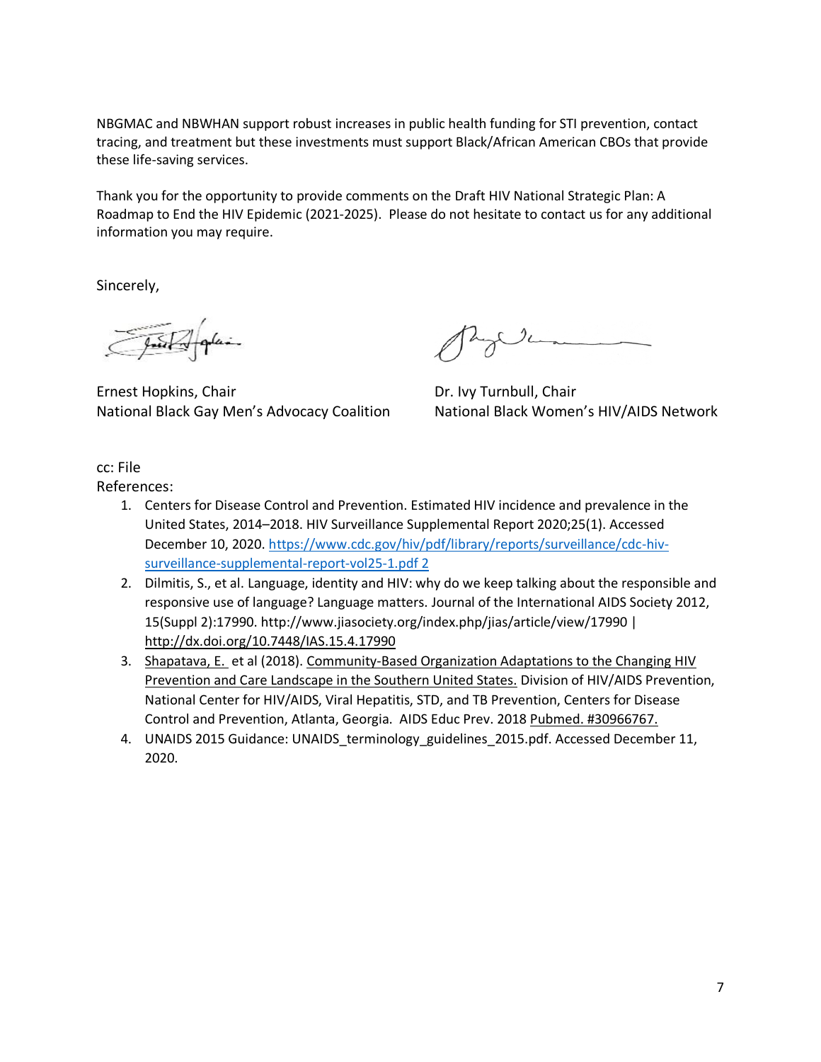NBGMAC and NBWHAN support robust increases in public health funding for STI prevention, contact tracing, and treatment but these investments must support Black/African American CBOs that provide these life-saving services.

Thank you for the opportunity to provide comments on the Draft HIV National Strategic Plan: A Roadmap to End the HIV Epidemic (2021-2025). Please do not hesitate to contact us for any additional information you may require.

Sincerely,

Ernest Hopkins, Chair
National Black Gay Men's Advocacy Coalition

Dr. Ivy Turnbull, Chair
National Black Women's HIV/AIDS Network

cc: File

References:

1. Centers for Disease Control and Prevention. Estimated HIV incidence and prevalence in the United States, 2014–2018. HIV Surveillance Supplemental Report 2020;25(1). Accessed December 10, 2020. https://www.cdc.gov/hiv/pdf/library/reports/surveillance/cdc-hiv-surveillance-supplemental-report-vol25-1.pdf 2
2. Dilmitis, S., et al. Language, identity and HIV: why do we keep talking about the responsible and responsive use of language? Language matters. Journal of the International AIDS Society 2012, 15(Suppl 2):17990. http://www.jiasociety.org/index.php/jias/article/view/17990 | http://dx.doi.org/10.7448/IAS.15.4.17990
3. Shapatava, E. et al (2018). Community-Based Organization Adaptations to the Changing HIV Prevention and Care Landscape in the Southern United States. Division of HIV/AIDS Prevention, National Center for HIV/AIDS, Viral Hepatitis, STD, and TB Prevention, Centers for Disease Control and Prevention, Atlanta, Georgia. AIDS Educ Prev. 2018 Pubmed. #30966767.
4. UNAIDS 2015 Guidance: UNAIDS_terminology_guidelines_2015.pdf. Accessed December 11, 2020.